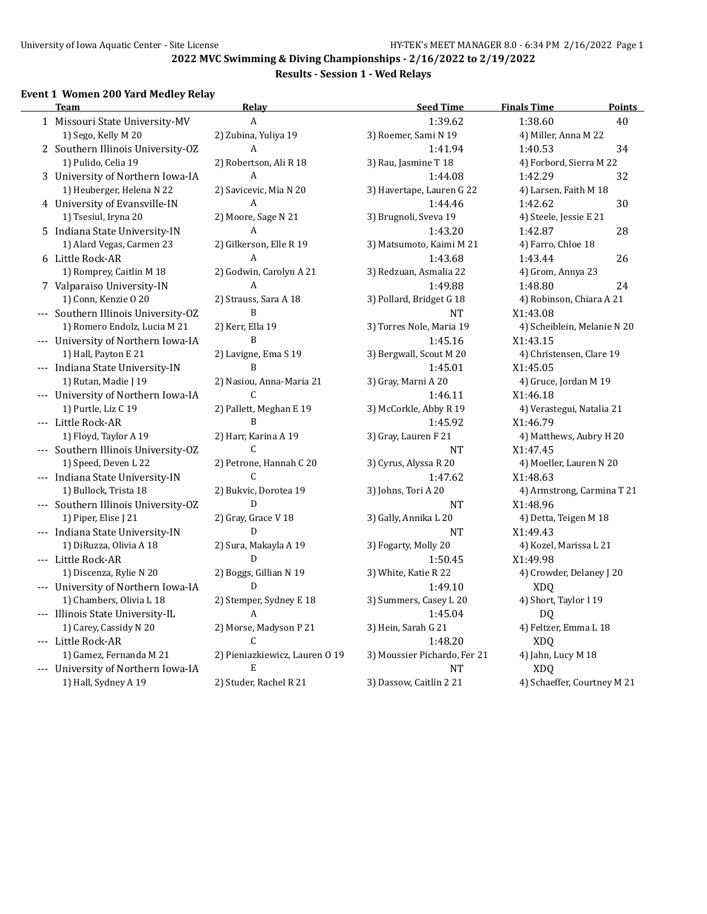**2022 MVC Swimming & Diving Championships - 2/16/2022 to 2/19/2022**

**Results - Session 1 - Wed Relays**

### Event 1 Women 200 Yard Medley Relay

| | Team | Relay | Seed Time | Finals Time | Points |
|---|---|---|---|---|---|
| 1 | Missouri State University-MV | A | 1:39.62 | 1:38.60 | 40 |
| | 1) Sego, Kelly M 20 | 2) Zubina, Yuliya 19 | 3) Roemer, Sami N 19 | 4) Miller, Anna M 22 | |
| 2 | Southern Illinois University-OZ | A | 1:41.94 | 1:40.53 | 34 |
| | 1) Pulido, Celia 19 | 2) Robertson, Ali R 18 | 3) Rau, Jasmine T 18 | 4) Forbord, Sierra M 22 | |
| 3 | University of Northern Iowa-IA | A | 1:44.08 | 1:42.29 | 32 |
| | 1) Heuberger, Helena N 22 | 2) Savicevic, Mia N 20 | 3) Havertape, Lauren G 22 | 4) Larsen, Faith M 18 | |
| 4 | University of Evansville-IN | A | 1:44.46 | 1:42.62 | 30 |
| | 1) Tsesiul, Iryna 20 | 2) Moore, Sage N 21 | 3) Brugnoli, Sveva 19 | 4) Steele, Jessie E 21 | |
| 5 | Indiana State University-IN | A | 1:43.20 | 1:42.87 | 28 |
| | 1) Alard Vegas, Carmen 23 | 2) Gilkerson, Elle R 19 | 3) Matsumoto, Kaimi M 21 | 4) Farro, Chloe 18 | |
| 6 | Little Rock-AR | A | 1:43.68 | 1:43.44 | 26 |
| | 1) Romprey, Caitlin M 18 | 2) Godwin, Carolyn A 21 | 3) Redzuan, Asmalia 22 | 4) Grom, Annya 23 | |
| 7 | Valparaiso University-IN | A | 1:49.88 | 1:48.80 | 24 |
| | 1) Conn, Kenzie O 20 | 2) Strauss, Sara A 18 | 3) Pollard, Bridget G 18 | 4) Robinson, Chiara A 21 | |
| --- | Southern Illinois University-OZ | B | NT | X1:43.08 | |
| | 1) Romero Endolz, Lucia M 21 | 2) Kerr, Ella 19 | 3) Torres Nole, Maria 19 | 4) Scheiblein, Melanie N 20 | |
| --- | University of Northern Iowa-IA | B | 1:45.16 | X1:43.15 | |
| | 1) Hall, Payton E 21 | 2) Lavigne, Ema S 19 | 3) Bergwall, Scout M 20 | 4) Christensen, Clare 19 | |
| --- | Indiana State University-IN | B | 1:45.01 | X1:45.05 | |
| | 1) Rutan, Madie J 19 | 2) Nasiou, Anna-Maria 21 | 3) Gray, Marni A 20 | 4) Gruce, Jordan M 19 | |
| --- | University of Northern Iowa-IA | C | 1:46.11 | X1:46.18 | |
| | 1) Purtle, Liz C 19 | 2) Pallett, Meghan E 19 | 3) McCorkle, Abby R 19 | 4) Verastegui, Natalia 21 | |
| --- | Little Rock-AR | B | 1:45.92 | X1:46.79 | |
| | 1) Floyd, Taylor A 19 | 2) Harr, Karina A 19 | 3) Gray, Lauren F 21 | 4) Matthews, Aubry H 20 | |
| --- | Southern Illinois University-OZ | C | NT | X1:47.45 | |
| | 1) Speed, Deven L 22 | 2) Petrone, Hannah C 20 | 3) Cyrus, Alyssa R 20 | 4) Moeller, Lauren N 20 | |
| --- | Indiana State University-IN | C | 1:47.62 | X1:48.63 | |
| | 1) Bullock, Trista 18 | 2) Bukvic, Dorotea 19 | 3) Johns, Tori A 20 | 4) Armstrong, Carmina T 21 | |
| --- | Southern Illinois University-OZ | D | NT | X1:48.96 | |
| | 1) Piper, Elise J 21 | 2) Gray, Grace V 18 | 3) Gally, Annika L 20 | 4) Detta, Teigen M 18 | |
| --- | Indiana State University-IN | D | NT | X1:49.43 | |
| | 1) DiRuzza, Olivia A 18 | 2) Sura, Makayla A 19 | 3) Fogarty, Molly 20 | 4) Kozel, Marissa L 21 | |
| --- | Little Rock-AR | D | 1:50.45 | X1:49.98 | |
| | 1) Discenza, Rylie N 20 | 2) Boggs, Gillian N 19 | 3) White, Katie R 22 | 4) Crowder, Delaney J 20 | |
| --- | University of Northern Iowa-IA | D | 1:49.10 | XDQ | |
| | 1) Chambers, Olivia L 18 | 2) Stemper, Sydney E 18 | 3) Summers, Casey L 20 | 4) Short, Taylor I 19 | |
| --- | Illinois State University-IL | A | 1:45.04 | DQ | |
| | 1) Carey, Cassidy N 20 | 2) Morse, Madyson P 21 | 3) Hein, Sarah G 21 | 4) Feltzer, Emma L 18 | |
| --- | Little Rock-AR | C | 1:48.20 | XDQ | |
| | 1) Gamez, Fernanda M 21 | 2) Pieniazkiewicz, Lauren O 19 | 3) Moussier Pichardo, Fer 21 | 4) Jahn, Lucy M 18 | |
| --- | University of Northern Iowa-IA | E | NT | XDQ | |
| | 1) Hall, Sydney A 19 | 2) Studer, Rachel R 21 | 3) Dassow, Caitlin 2 21 | 4) Schaeffer, Courtney M 21 | |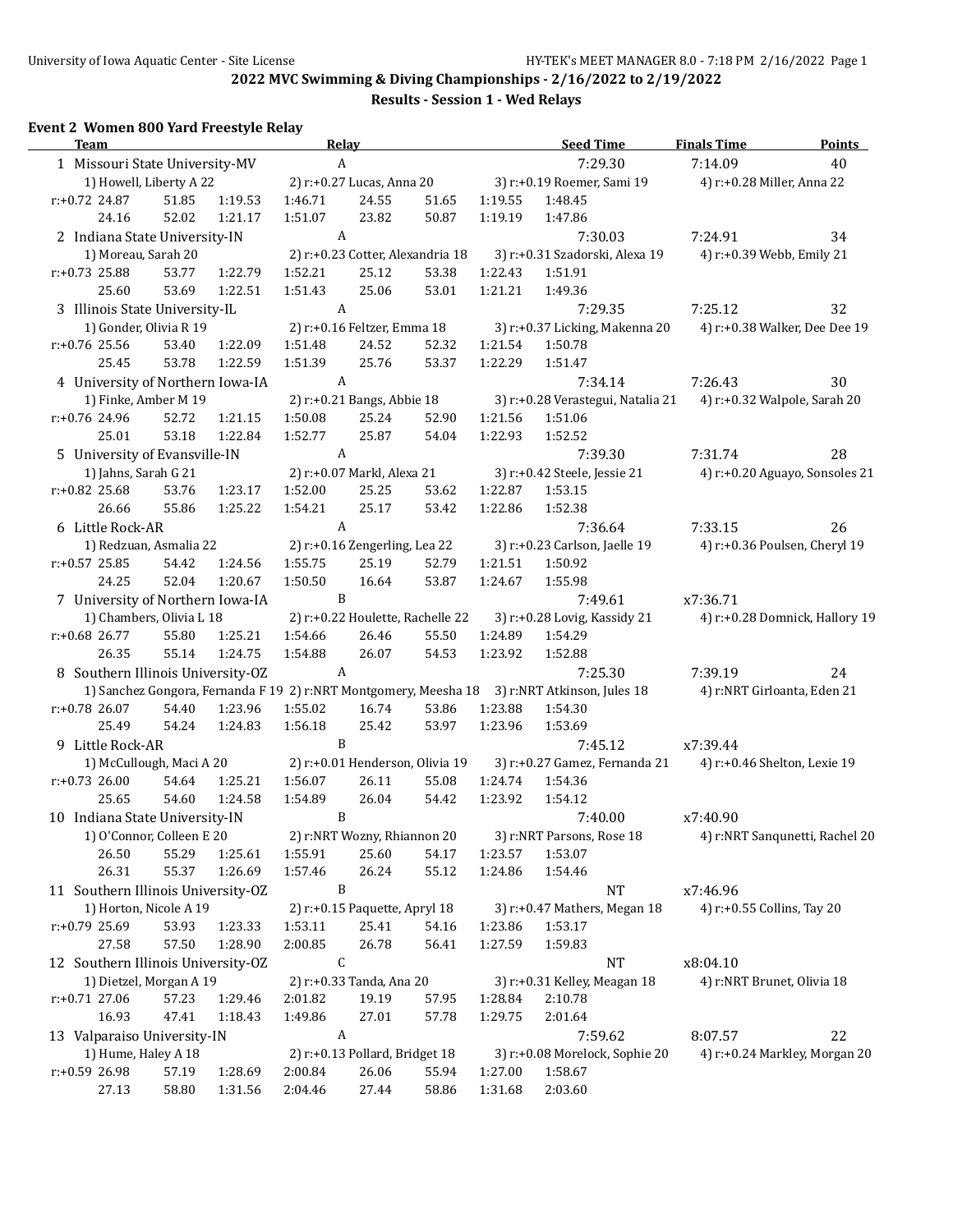## 2022 MVC Swimming & Diving Championships - 2/16/2022 to 2/19/2022

### Results - Session 1 - Wed Relays

**Event 2 Women 800 Yard Freestyle Relay**

| Team | Relay | Seed Time | Finals Time | Points |
|---|---|---|---|---|
| 1 Missouri State University-MV | A | 7:29.30 | 7:14.09 | 40 |
| 1) Howell, Liberty A 22 / 2) r:+0.27 Lucas, Anna 20 / 3) r:+0.19 Roemer, Sami 19 / 4) r:+0.28 Miller, Anna 22 | | | | |
| r:+0.72 24.87 51.85 1:19.53 1:46.71 24.55 51.65 1:19.55 1:48.45 | | | | |
| 24.16 52.02 1:21.17 1:51.07 23.82 50.87 1:19.19 1:47.86 | | | | |
| 2 Indiana State University-IN | A | 7:30.03 | 7:24.91 | 34 |
| 1) Moreau, Sarah 20 / 2) r:+0.23 Cotter, Alexandria 18 / 3) r:+0.31 Szadorski, Alexa 19 / 4) r:+0.39 Webb, Emily 21 | | | | |
| r:+0.73 25.88 53.77 1:22.79 1:52.21 25.12 53.38 1:22.43 1:51.91 | | | | |
| 25.60 53.69 1:22.51 1:51.43 25.06 53.01 1:21.21 1:49.36 | | | | |
| 3 Illinois State University-IL | A | 7:29.35 | 7:25.12 | 32 |
| 1) Gonder, Olivia R 19 / 2) r:+0.16 Feltzer, Emma 18 / 3) r:+0.37 Licking, Makenna 20 / 4) r:+0.38 Walker, Dee Dee 19 | | | | |
| r:+0.76 25.56 53.40 1:22.09 1:51.48 24.52 52.32 1:21.54 1:50.78 | | | | |
| 25.45 53.78 1:22.59 1:51.39 25.76 53.37 1:22.29 1:51.47 | | | | |
| 4 University of Northern Iowa-IA | A | 7:34.14 | 7:26.43 | 30 |
| 1) Finke, Amber M 19 / 2) r:+0.21 Bangs, Abbie 18 / 3) r:+0.28 Verastegui, Natalia 21 / 4) r:+0.32 Walpole, Sarah 20 | | | | |
| r:+0.76 24.96 52.72 1:21.15 1:50.08 25.24 52.90 1:21.56 1:51.06 | | | | |
| 25.01 53.18 1:22.84 1:52.77 25.87 54.04 1:22.93 1:52.52 | | | | |
| 5 University of Evansville-IN | A | 7:39.30 | 7:31.74 | 28 |
| 1) Jahns, Sarah G 21 / 2) r:+0.07 Markl, Alexa 21 / 3) r:+0.42 Steele, Jessie 21 / 4) r:+0.20 Aguayo, Sonsoles 21 | | | | |
| r:+0.82 25.68 53.76 1:23.17 1:52.00 25.25 53.62 1:22.87 1:53.15 | | | | |
| 26.66 55.86 1:25.22 1:54.21 25.17 53.42 1:22.86 1:52.38 | | | | |
| 6 Little Rock-AR | A | 7:36.64 | 7:33.15 | 26 |
| 1) Redzuan, Asmalia 22 / 2) r:+0.16 Zengerling, Lea 22 / 3) r:+0.23 Carlson, Jaelle 19 / 4) r:+0.36 Poulsen, Cheryl 19 | | | | |
| r:+0.57 25.85 54.42 1:24.56 1:55.75 25.19 52.79 1:21.51 1:50.92 | | | | |
| 24.25 52.04 1:20.67 1:50.50 16.64 53.87 1:24.67 1:55.98 | | | | |
| 7 University of Northern Iowa-IA | B | 7:49.61 | x7:36.71 | |
| 1) Chambers, Olivia L 18 / 2) r:+0.22 Houlette, Rachelle 22 / 3) r:+0.28 Lovig, Kassidy 21 / 4) r:+0.28 Domnick, Hallory 19 | | | | |
| r:+0.68 26.77 55.80 1:25.21 1:54.66 26.46 55.50 1:24.89 1:54.29 | | | | |
| 26.35 55.14 1:24.75 1:54.88 26.07 54.53 1:23.92 1:52.88 | | | | |
| 8 Southern Illinois University-OZ | A | 7:25.30 | 7:39.19 | 24 |
| 1) Sanchez Gongora, Fernanda F 19 / 2) r:NRT Montgomery, Meesha 18 / 3) r:NRT Atkinson, Jules 18 / 4) r:NRT Girloanta, Eden 21 | | | | |
| r:+0.78 26.07 54.40 1:23.96 1:55.02 16.74 53.86 1:23.88 1:54.30 | | | | |
| 25.49 54.24 1:24.83 1:56.18 25.42 53.97 1:23.96 1:53.69 | | | | |
| 9 Little Rock-AR | B | 7:45.12 | x7:39.44 | |
| 1) McCullough, Maci A 20 / 2) r:+0.01 Henderson, Olivia 19 / 3) r:+0.27 Gamez, Fernanda 21 / 4) r:+0.46 Shelton, Lexie 19 | | | | |
| r:+0.73 26.00 54.64 1:25.21 1:56.07 26.11 55.08 1:24.74 1:54.36 | | | | |
| 25.65 54.60 1:24.58 1:54.89 26.04 54.42 1:23.92 1:54.12 | | | | |
| 10 Indiana State University-IN | B | 7:40.00 | x7:40.90 | |
| 1) O'Connor, Colleen E 20 / 2) r:NRT Wozny, Rhiannon 20 / 3) r:NRT Parsons, Rose 18 / 4) r:NRT Sanqunetti, Rachel 20 | | | | |
| 26.50 55.29 1:25.61 1:55.91 25.60 54.17 1:23.57 1:53.07 | | | | |
| 26.31 55.37 1:26.69 1:57.46 26.24 55.12 1:24.86 1:54.46 | | | | |
| 11 Southern Illinois University-OZ | B | NT | x7:46.96 | |
| 1) Horton, Nicole A 19 / 2) r:+0.15 Paquette, Apryl 18 / 3) r:+0.47 Mathers, Megan 18 / 4) r:+0.55 Collins, Tay 20 | | | | |
| r:+0.79 25.69 53.93 1:23.33 1:53.11 25.41 54.16 1:23.86 1:53.17 | | | | |
| 27.58 57.50 1:28.90 2:00.85 26.78 56.41 1:27.59 1:59.83 | | | | |
| 12 Southern Illinois University-OZ | C | NT | x8:04.10 | |
| 1) Dietzel, Morgan A 19 / 2) r:+0.33 Tanda, Ana 20 / 3) r:+0.31 Kelley, Meagan 18 / 4) r:NRT Brunet, Olivia 18 | | | | |
| r:+0.71 27.06 57.23 1:29.46 2:01.82 19.19 57.95 1:28.84 2:10.78 | | | | |
| 16.93 47.41 1:18.43 1:49.86 27.01 57.78 1:29.75 2:01.64 | | | | |
| 13 Valparaiso University-IN | A | 7:59.62 | 8:07.57 | 22 |
| 1) Hume, Haley A 18 / 2) r:+0.13 Pollard, Bridget 18 / 3) r:+0.08 Morelock, Sophie 20 / 4) r:+0.24 Markley, Morgan 20 | | | | |
| r:+0.59 26.98 57.19 1:28.69 2:00.84 26.06 55.94 1:27.00 1:58.67 | | | | |
| 27.13 58.80 1:31.56 2:04.46 27.44 58.86 1:31.68 2:03.60 | | | | |